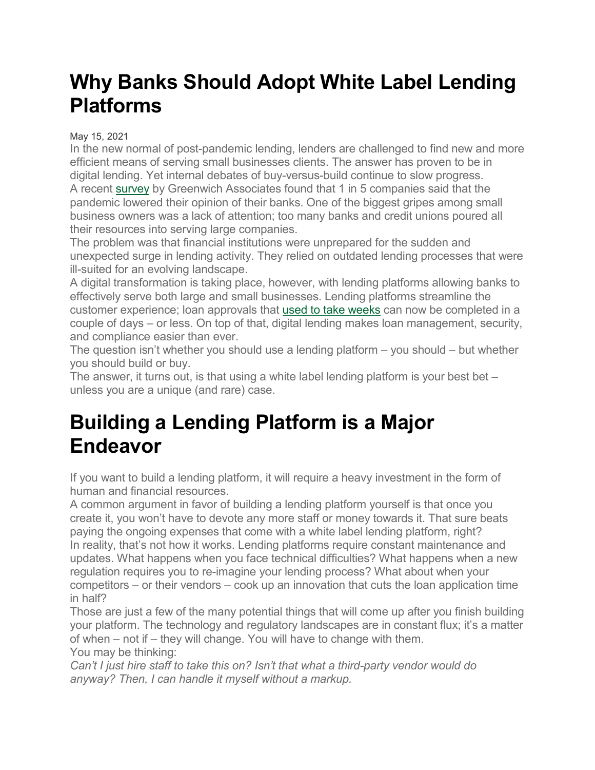# Why Banks Should Adopt White Label Lending Platforms

May 15, 2021

In the new normal of post-pandemic lending, lenders are challenged to find new and more efficient means of serving small businesses clients. The answer has proven to be in digital lending. Yet internal debates of buy-versus-build continue to slow progress.

A recent survey by Greenwich Associates found that 1 in 5 companies said that the pandemic lowered their opinion of their banks. One of the biggest gripes among small business owners was a lack of attention; too many banks and credit unions poured all their resources into serving large companies.

The problem was that financial institutions were unprepared for the sudden and unexpected surge in lending activity. They relied on outdated lending processes that were ill-suited for an evolving landscape.

A digital transformation is taking place, however, with lending platforms allowing banks to effectively serve both large and small businesses. Lending platforms streamline the customer experience; loan approvals that used to take weeks can now be completed in a couple of days – or less. On top of that, digital lending makes loan management, security, and compliance easier than ever.

The question isn't whether you should use a lending platform – you should – but whether you should build or buy.

The answer, it turns out, is that using a white label lending platform is your best bet – unless you are a unique (and rare) case.

# Building a Lending Platform is a Major Endeavor

If you want to build a lending platform, it will require a heavy investment in the form of human and financial resources.

A common argument in favor of building a lending platform yourself is that once you create it, you won't have to devote any more staff or money towards it. That sure beats paying the ongoing expenses that come with a white label lending platform, right?

In reality, that's not how it works. Lending platforms require constant maintenance and updates. What happens when you face technical difficulties? What happens when a new regulation requires you to re-imagine your lending process? What about when your competitors – or their vendors – cook up an innovation that cuts the loan application time in half?

Those are just a few of the many potential things that will come up after you finish building your platform. The technology and regulatory landscapes are in constant flux; it's a matter of when – not if – they will change. You will have to change with them.

You may be thinking:

*Can't I just hire staff to take this on? Isn't that what a third-party vendor would do anyway? Then, I can handle it myself without a markup.*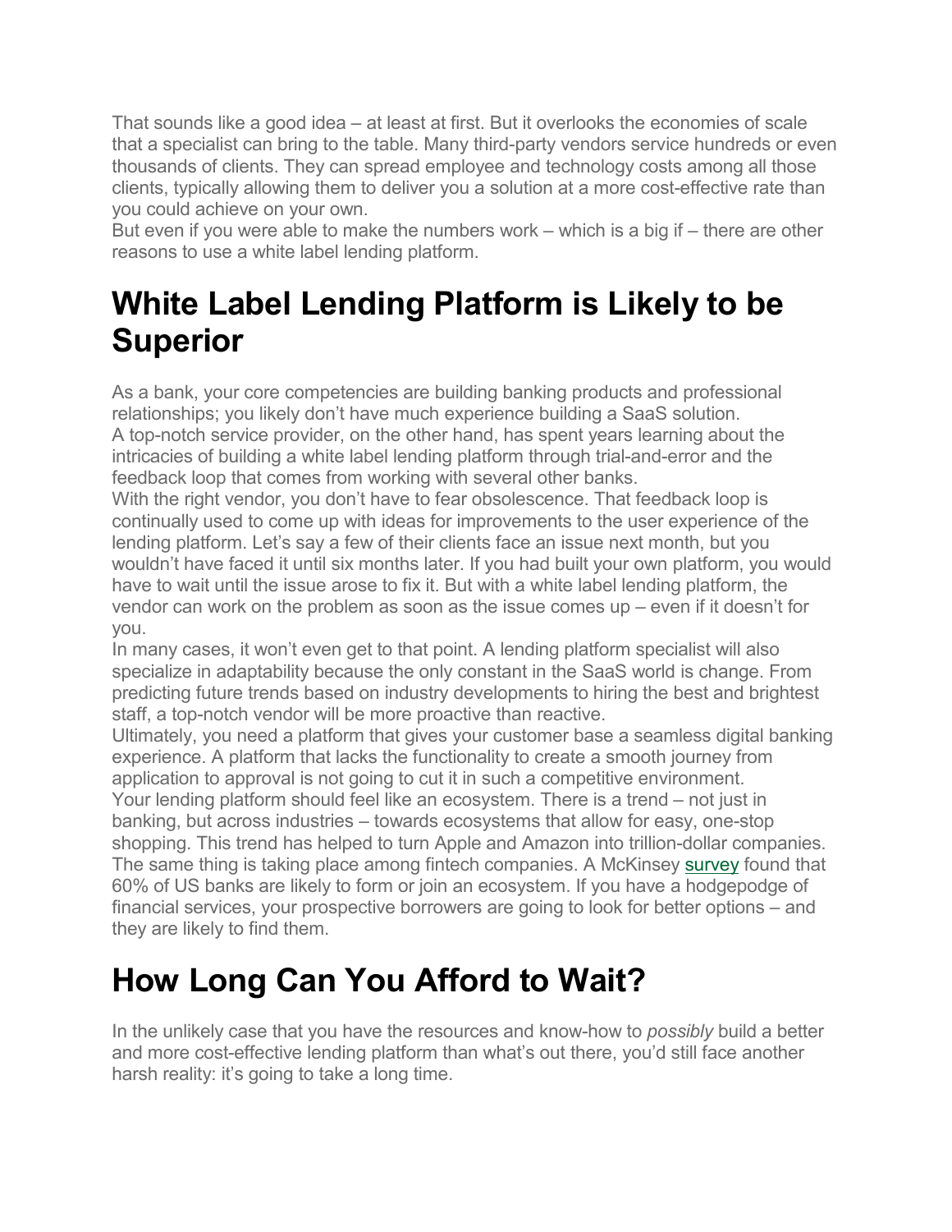That sounds like a good idea – at least at first. But it overlooks the economies of scale that a specialist can bring to the table. Many third-party vendors service hundreds or even thousands of clients. They can spread employee and technology costs among all those clients, typically allowing them to deliver you a solution at a more cost-effective rate than you could achieve on your own.

But even if you were able to make the numbers work – which is a big if – there are other reasons to use a white label lending platform.

# White Label Lending Platform is Likely to be Superior

As a bank, your core competencies are building banking products and professional relationships; you likely don't have much experience building a SaaS solution.

A top-notch service provider, on the other hand, has spent years learning about the intricacies of building a white label lending platform through trial-and-error and the feedback loop that comes from working with several other banks.

With the right vendor, you don't have to fear obsolescence. That feedback loop is continually used to come up with ideas for improvements to the user experience of the lending platform. Let's say a few of their clients face an issue next month, but you wouldn't have faced it until six months later. If you had built your own platform, you would have to wait until the issue arose to fix it. But with a white label lending platform, the vendor can work on the problem as soon as the issue comes up – even if it doesn't for you.

In many cases, it won't even get to that point. A lending platform specialist will also specialize in adaptability because the only constant in the SaaS world is change. From predicting future trends based on industry developments to hiring the best and brightest staff, a top-notch vendor will be more proactive than reactive.

Ultimately, you need a platform that gives your customer base a seamless digital banking experience. A platform that lacks the functionality to create a smooth journey from application to approval is not going to cut it in such a competitive environment.

Your lending platform should feel like an ecosystem. There is a trend – not just in banking, but across industries – towards ecosystems that allow for easy, one-stop shopping. This trend has helped to turn Apple and Amazon into trillion-dollar companies. The same thing is taking place among fintech companies. A McKinsey survey found that 60% of US banks are likely to form or join an ecosystem. If you have a hodgepodge of financial services, your prospective borrowers are going to look for better options – and they are likely to find them.

# How Long Can You Afford to Wait?

In the unlikely case that you have the resources and know-how to *possibly* build a better and more cost-effective lending platform than what's out there, you'd still face another harsh reality: it's going to take a long time.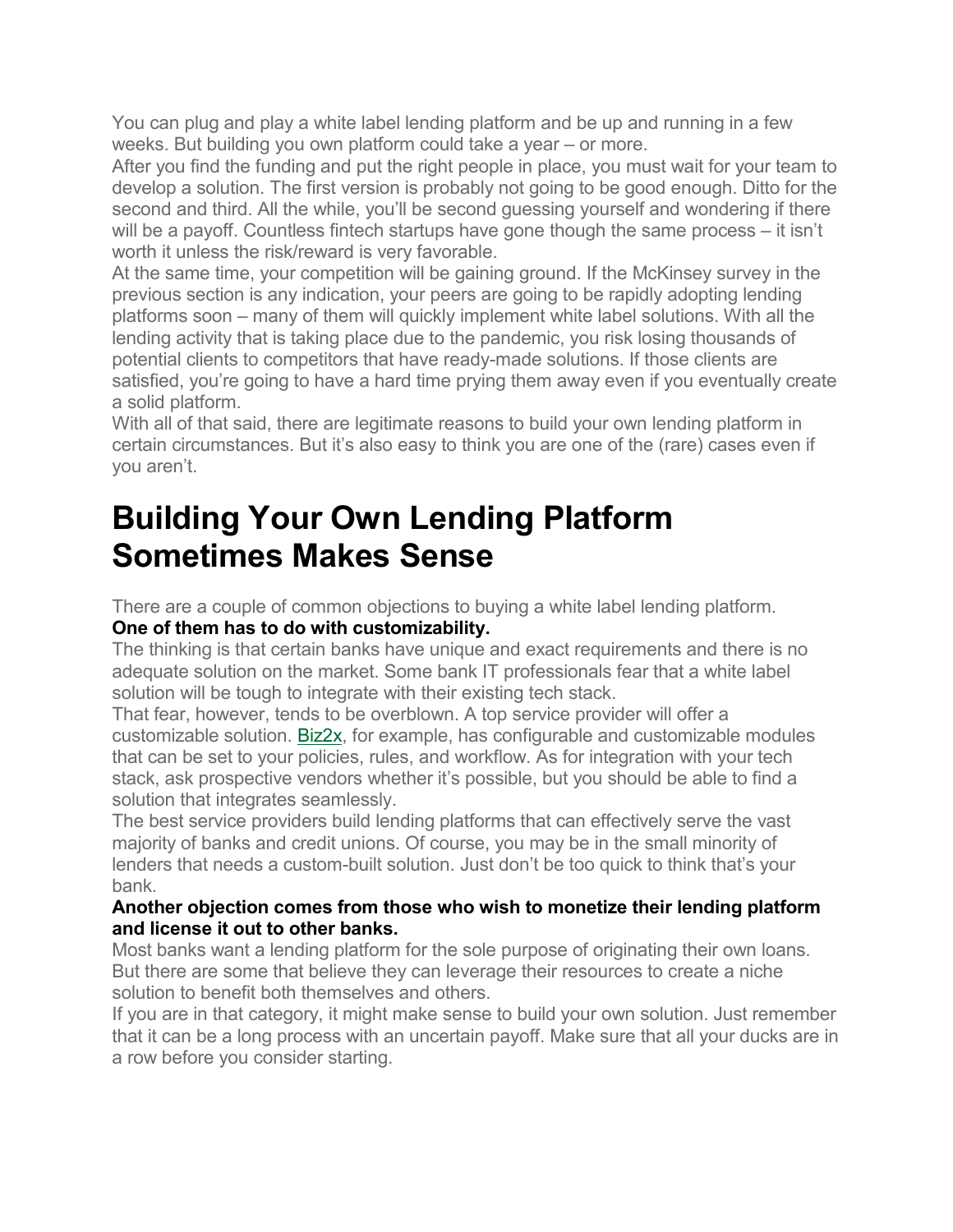You can plug and play a white label lending platform and be up and running in a few weeks. But building you own platform could take a year – or more.

After you find the funding and put the right people in place, you must wait for your team to develop a solution. The first version is probably not going to be good enough. Ditto for the second and third. All the while, you'll be second guessing yourself and wondering if there will be a payoff. Countless fintech startups have gone though the same process – it isn't worth it unless the risk/reward is very favorable.

At the same time, your competition will be gaining ground. If the McKinsey survey in the previous section is any indication, your peers are going to be rapidly adopting lending platforms soon – many of them will quickly implement white label solutions. With all the lending activity that is taking place due to the pandemic, you risk losing thousands of potential clients to competitors that have ready-made solutions. If those clients are satisfied, you're going to have a hard time prying them away even if you eventually create a solid platform.

With all of that said, there are legitimate reasons to build your own lending platform in certain circumstances. But it's also easy to think you are one of the (rare) cases even if you aren't.

# Building Your Own Lending Platform Sometimes Makes Sense

There are a couple of common objections to buying a white label lending platform.

**One of them has to do with customizability.**

The thinking is that certain banks have unique and exact requirements and there is no adequate solution on the market. Some bank IT professionals fear that a white label solution will be tough to integrate with their existing tech stack.

That fear, however, tends to be overblown. A top service provider will offer a customizable solution. Biz2x, for example, has configurable and customizable modules that can be set to your policies, rules, and workflow. As for integration with your tech stack, ask prospective vendors whether it's possible, but you should be able to find a solution that integrates seamlessly.

The best service providers build lending platforms that can effectively serve the vast majority of banks and credit unions. Of course, you may be in the small minority of lenders that needs a custom-built solution. Just don't be too quick to think that's your bank.

**Another objection comes from those who wish to monetize their lending platform and license it out to other banks.**

Most banks want a lending platform for the sole purpose of originating their own loans. But there are some that believe they can leverage their resources to create a niche solution to benefit both themselves and others.

If you are in that category, it might make sense to build your own solution. Just remember that it can be a long process with an uncertain payoff. Make sure that all your ducks are in a row before you consider starting.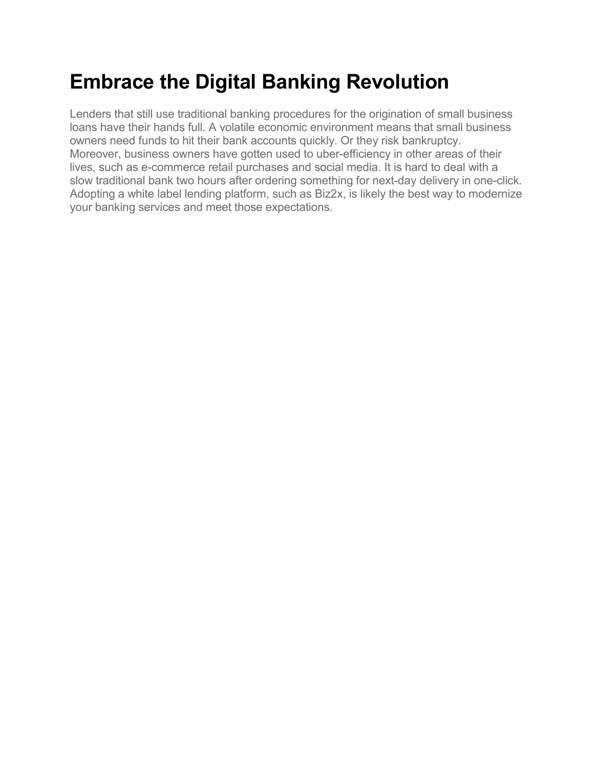# Embrace the Digital Banking Revolution

Lenders that still use traditional banking procedures for the origination of small business loans have their hands full. A volatile economic environment means that small business owners need funds to hit their bank accounts quickly. Or they risk bankruptcy.

Moreover, business owners have gotten used to uber-efficiency in other areas of their lives, such as e-commerce retail purchases and social media. It is hard to deal with a slow traditional bank two hours after ordering something for next-day delivery in one-click. Adopting a white label lending platform, such as Biz2x, is likely the best way to modernize your banking services and meet those expectations.